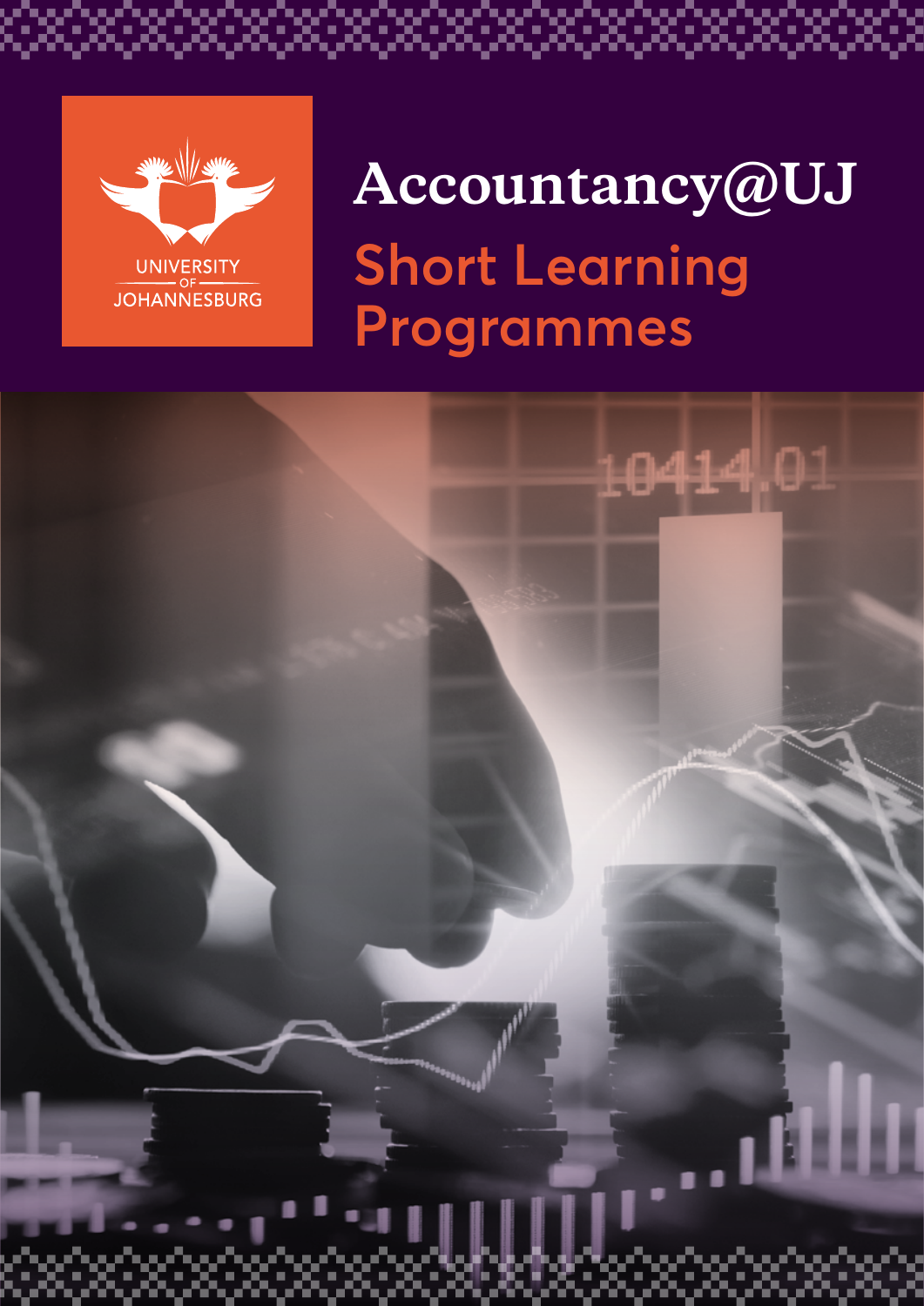UNIVERSITY OF JOHANNESBURG

# Accountancy@UJ

## Short Learning Programmes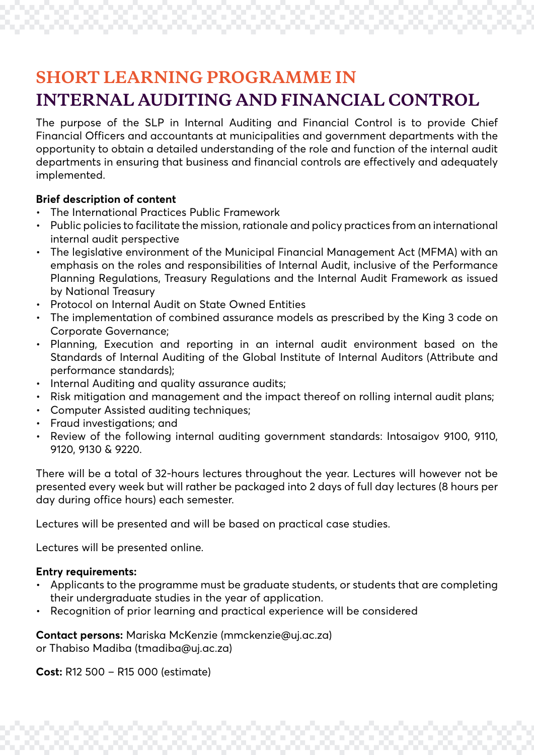# SHORT LEARNING PROGRAMME IN INTERNAL AUDITING AND FINANCIAL CONTROL

The purpose of the SLP in Internal Auditing and Financial Control is to provide Chief Financial Officers and accountants at municipalities and government departments with the opportunity to obtain a detailed understanding of the role and function of the internal audit departments in ensuring that business and financial controls are effectively and adequately implemented.

**Brief description of content**

- The International Practices Public Framework
- Public policies to facilitate the mission, rationale and policy practices from an international internal audit perspective
- The legislative environment of the Municipal Financial Management Act (MFMA) with an emphasis on the roles and responsibilities of Internal Audit, inclusive of the Performance Planning Regulations, Treasury Regulations and the Internal Audit Framework as issued by National Treasury
- Protocol on Internal Audit on State Owned Entities
- The implementation of combined assurance models as prescribed by the King 3 code on Corporate Governance;
- Planning, Execution and reporting in an internal audit environment based on the Standards of Internal Auditing of the Global Institute of Internal Auditors (Attribute and performance standards);
- Internal Auditing and quality assurance audits;
- Risk mitigation and management and the impact thereof on rolling internal audit plans;
- Computer Assisted auditing techniques;
- Fraud investigations; and
- Review of the following internal auditing government standards: Intosaigov 9100, 9110, 9120, 9130 & 9220.

There will be a total of 32-hours lectures throughout the year. Lectures will however not be presented every week but will rather be packaged into 2 days of full day lectures (8 hours per day during office hours) each semester.

Lectures will be presented and will be based on practical case studies.

Lectures will be presented online.

**Entry requirements:**

- Applicants to the programme must be graduate students, or students that are completing their undergraduate studies in the year of application.
- Recognition of prior learning and practical experience will be considered

**Contact persons:** Mariska McKenzie (mmckenzie@uj.ac.za) or Thabiso Madiba (tmadiba@uj.ac.za)

**Cost:** R12 500 – R15 000 (estimate)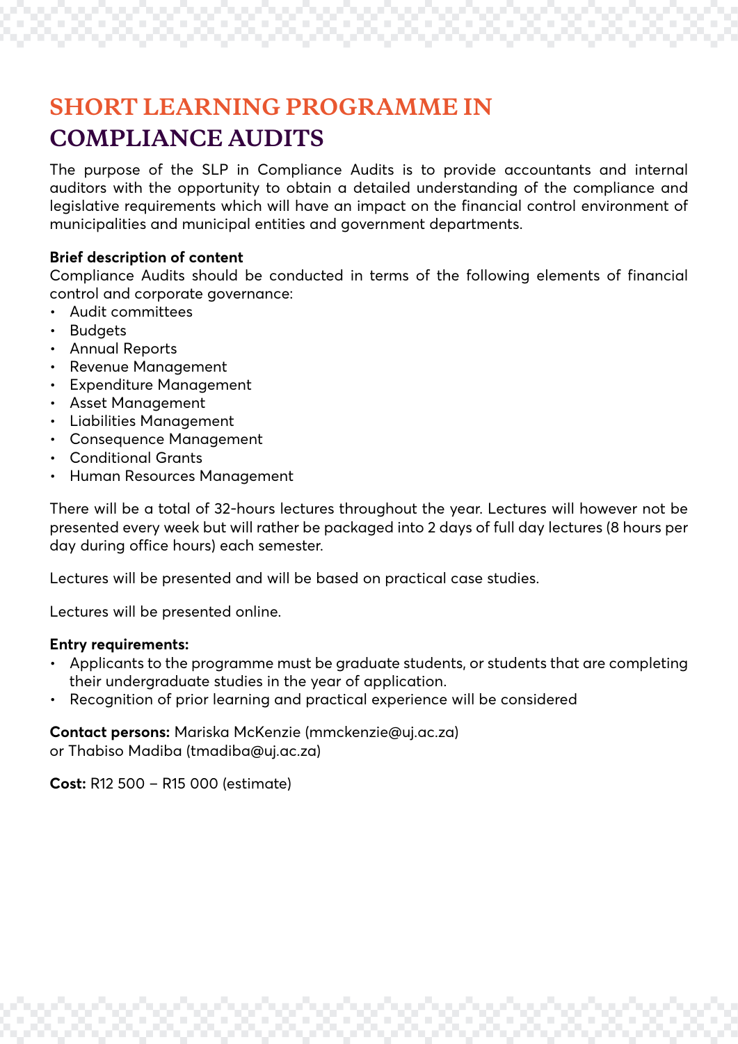# SHORT LEARNING PROGRAMME IN COMPLIANCE AUDITS

The purpose of the SLP in Compliance Audits is to provide accountants and internal auditors with the opportunity to obtain a detailed understanding of the compliance and legislative requirements which will have an impact on the financial control environment of municipalities and municipal entities and government departments.

**Brief description of content**

Compliance Audits should be conducted in terms of the following elements of financial control and corporate governance:

- Audit committees
- Budgets
- Annual Reports
- Revenue Management
- Expenditure Management
- Asset Management
- Liabilities Management
- Consequence Management
- Conditional Grants
- Human Resources Management

There will be a total of 32-hours lectures throughout the year. Lectures will however not be presented every week but will rather be packaged into 2 days of full day lectures (8 hours per day during office hours) each semester.

Lectures will be presented and will be based on practical case studies.

Lectures will be presented online.

**Entry requirements:**

- Applicants to the programme must be graduate students, or students that are completing their undergraduate studies in the year of application.
- Recognition of prior learning and practical experience will be considered

**Contact persons:** Mariska McKenzie (mmckenzie@uj.ac.za) or Thabiso Madiba (tmadiba@uj.ac.za)

**Cost:** R12 500 – R15 000 (estimate)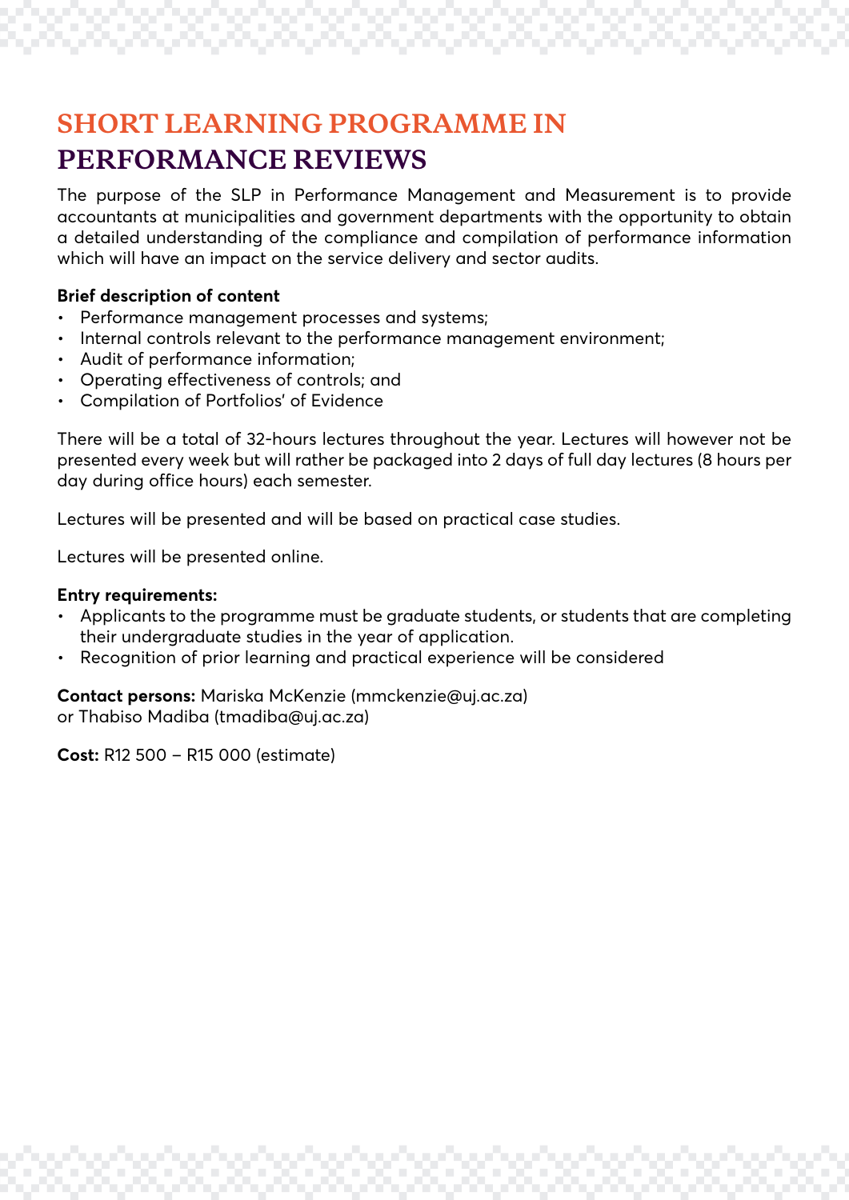# SHORT LEARNING PROGRAMME IN PERFORMANCE REVIEWS

The purpose of the SLP in Performance Management and Measurement is to provide accountants at municipalities and government departments with the opportunity to obtain a detailed understanding of the compliance and compilation of performance information which will have an impact on the service delivery and sector audits.

**Brief description of content**

- Performance management processes and systems;
- Internal controls relevant to the performance management environment;
- Audit of performance information;
- Operating effectiveness of controls; and
- Compilation of Portfolios' of Evidence

There will be a total of 32-hours lectures throughout the year. Lectures will however not be presented every week but will rather be packaged into 2 days of full day lectures (8 hours per day during office hours) each semester.

Lectures will be presented and will be based on practical case studies.

Lectures will be presented online.

**Entry requirements:**

- Applicants to the programme must be graduate students, or students that are completing their undergraduate studies in the year of application.
- Recognition of prior learning and practical experience will be considered

**Contact persons:** Mariska McKenzie (mmckenzie@uj.ac.za) or Thabiso Madiba (tmadiba@uj.ac.za)

**Cost:** R12 500 – R15 000 (estimate)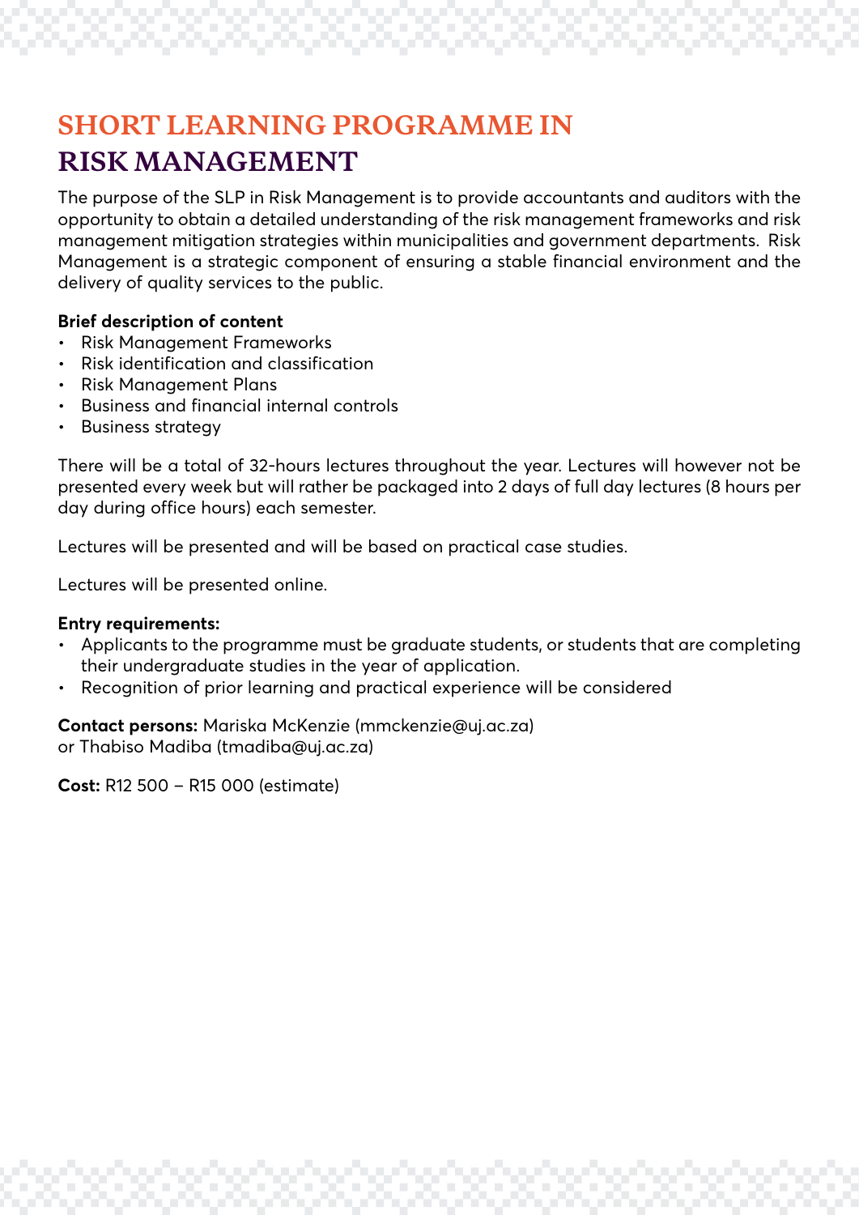# SHORT LEARNING PROGRAMME IN RISK MANAGEMENT

The purpose of the SLP in Risk Management is to provide accountants and auditors with the opportunity to obtain a detailed understanding of the risk management frameworks and risk management mitigation strategies within municipalities and government departments. Risk Management is a strategic component of ensuring a stable financial environment and the delivery of quality services to the public.

**Brief description of content**

- Risk Management Frameworks
- Risk identification and classification
- Risk Management Plans
- Business and financial internal controls
- Business strategy

There will be a total of 32-hours lectures throughout the year. Lectures will however not be presented every week but will rather be packaged into 2 days of full day lectures (8 hours per day during office hours) each semester.

Lectures will be presented and will be based on practical case studies.

Lectures will be presented online.

**Entry requirements:**

- Applicants to the programme must be graduate students, or students that are completing their undergraduate studies in the year of application.
- Recognition of prior learning and practical experience will be considered

**Contact persons:** Mariska McKenzie (mmckenzie@uj.ac.za) or Thabiso Madiba (tmadiba@uj.ac.za)

**Cost:** R12 500 – R15 000 (estimate)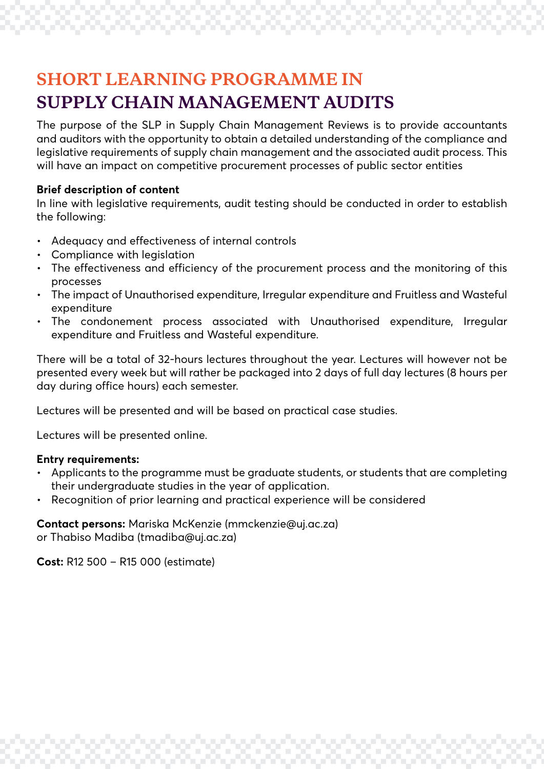# SHORT LEARNING PROGRAMME IN SUPPLY CHAIN MANAGEMENT AUDITS

The purpose of the SLP in Supply Chain Management Reviews is to provide accountants and auditors with the opportunity to obtain a detailed understanding of the compliance and legislative requirements of supply chain management and the associated audit process. This will have an impact on competitive procurement processes of public sector entities

**Brief description of content**

In line with legislative requirements, audit testing should be conducted in order to establish the following:

- Adequacy and effectiveness of internal controls
- Compliance with legislation
- The effectiveness and efficiency of the procurement process and the monitoring of this processes
- The impact of Unauthorised expenditure, Irregular expenditure and Fruitless and Wasteful expenditure
- The condonement process associated with Unauthorised expenditure, Irregular expenditure and Fruitless and Wasteful expenditure.

There will be a total of 32-hours lectures throughout the year. Lectures will however not be presented every week but will rather be packaged into 2 days of full day lectures (8 hours per day during office hours) each semester.

Lectures will be presented and will be based on practical case studies.

Lectures will be presented online.

**Entry requirements:**

- Applicants to the programme must be graduate students, or students that are completing their undergraduate studies in the year of application.
- Recognition of prior learning and practical experience will be considered

**Contact persons:** Mariska McKenzie (mmckenzie@uj.ac.za)
or Thabiso Madiba (tmadiba@uj.ac.za)

**Cost:** R12 500 – R15 000 (estimate)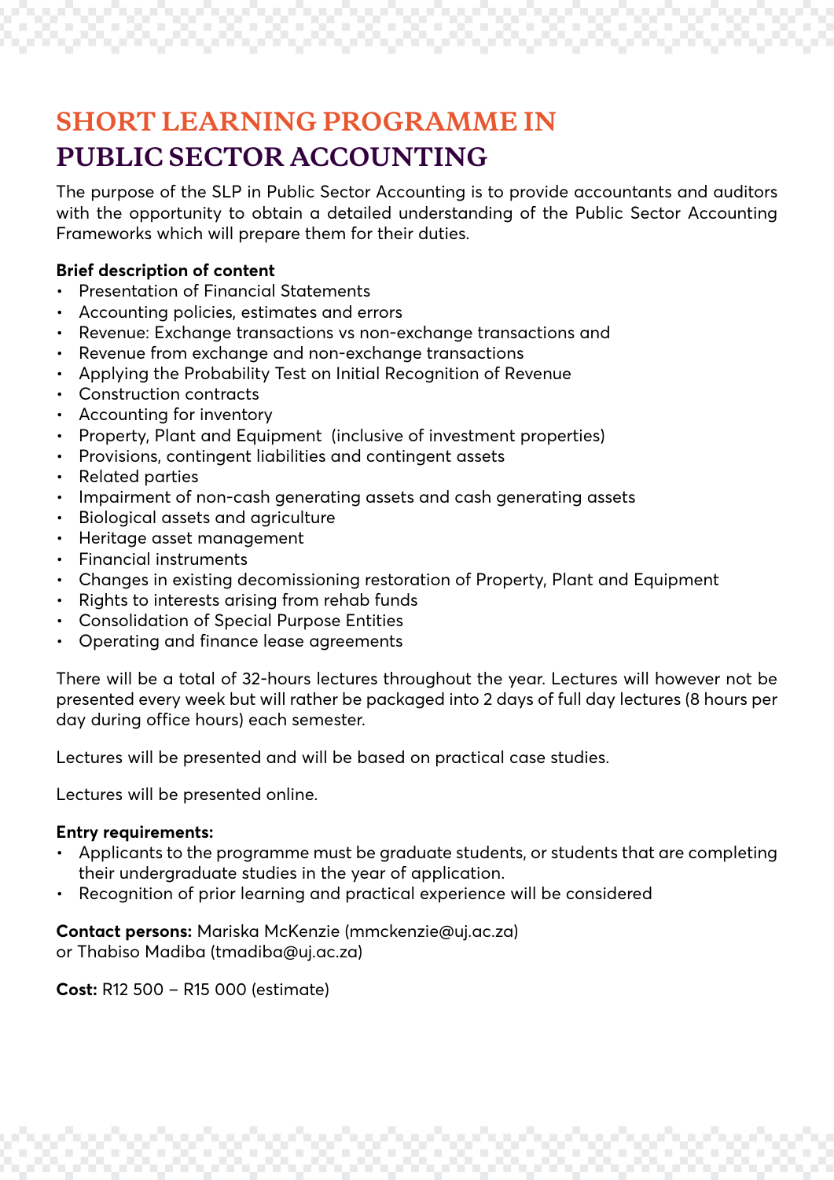# SHORT LEARNING PROGRAMME IN PUBLIC SECTOR ACCOUNTING

The purpose of the SLP in Public Sector Accounting is to provide accountants and auditors with the opportunity to obtain a detailed understanding of the Public Sector Accounting Frameworks which will prepare them for their duties.

**Brief description of content**

- Presentation of Financial Statements
- Accounting policies, estimates and errors
- Revenue: Exchange transactions vs non-exchange transactions and
- Revenue from exchange and non-exchange transactions
- Applying the Probability Test on Initial Recognition of Revenue
- Construction contracts
- Accounting for inventory
- Property, Plant and Equipment (inclusive of investment properties)
- Provisions, contingent liabilities and contingent assets
- Related parties
- Impairment of non-cash generating assets and cash generating assets
- Biological assets and agriculture
- Heritage asset management
- Financial instruments
- Changes in existing decomissioning restoration of Property, Plant and Equipment
- Rights to interests arising from rehab funds
- Consolidation of Special Purpose Entities
- Operating and finance lease agreements

There will be a total of 32-hours lectures throughout the year. Lectures will however not be presented every week but will rather be packaged into 2 days of full day lectures (8 hours per day during office hours) each semester.

Lectures will be presented and will be based on practical case studies.

Lectures will be presented online.

**Entry requirements:**

- Applicants to the programme must be graduate students, or students that are completing their undergraduate studies in the year of application.
- Recognition of prior learning and practical experience will be considered

**Contact persons:** Mariska McKenzie (mmckenzie@uj.ac.za) or Thabiso Madiba (tmadiba@uj.ac.za)

**Cost:** R12 500 – R15 000 (estimate)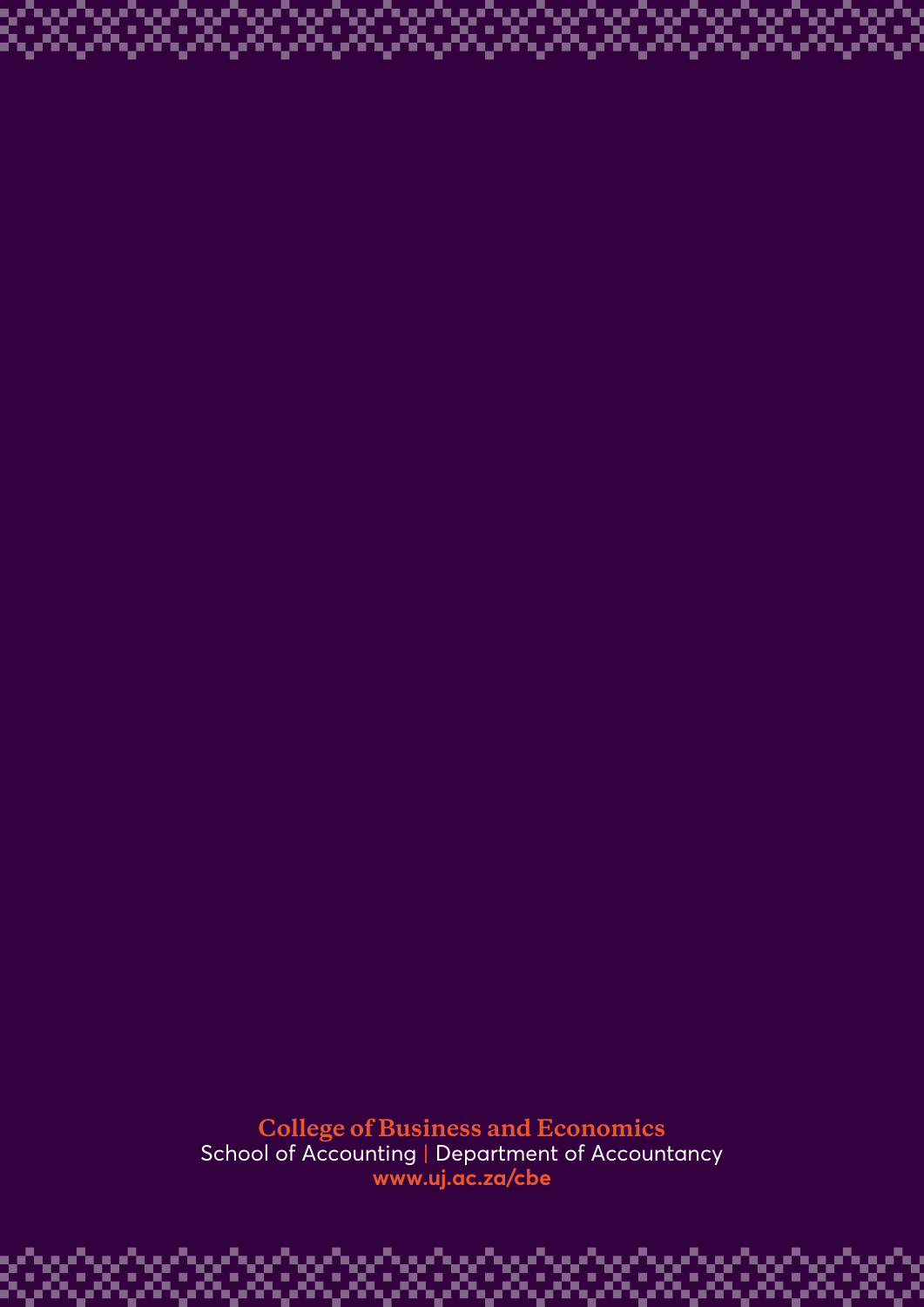**College of Business and Economics**
School of Accounting | Department of Accountancy
**www.uj.ac.za/cbe**